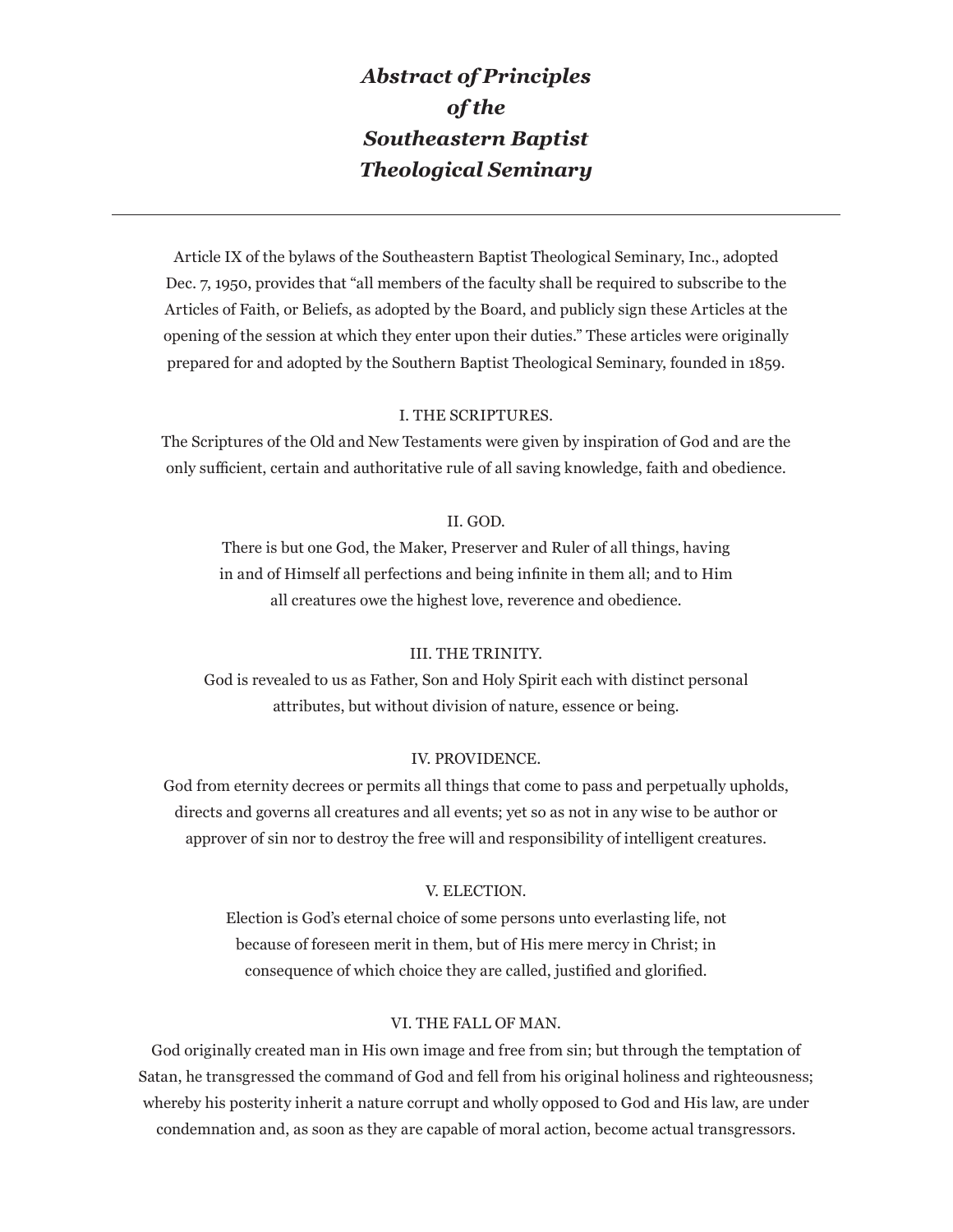# *Abstract of Principles of the Southeastern Baptist Theological Seminary*

---

Article IX of the bylaws of the Southeastern Baptist Theological Seminary, Inc., adopted Dec. 7, 1950, provides that "all members of the faculty shall be required to subscribe to the Articles of Faith, or Beliefs, as adopted by the Board, and publicly sign these Articles at the opening of the session at which they enter upon their duties." These articles were originally prepared for and adopted by the Southern Baptist Theological Seminary, founded in 1859.

## I. THE SCRIPTURES.

The Scriptures of the Old and New Testaments were given by inspiration of God and are the only sufficient, certain and authoritative rule of all saving knowledge, faith and obedience.

## II. GOD.

There is but one God, the Maker, Preserver and Ruler of all things, having in and of Himself all perfections and being infinite in them all; and to Him all creatures owe the highest love, reverence and obedience.

## III. THE TRINITY.

God is revealed to us as Father, Son and Holy Spirit each with distinct personal attributes, but without division of nature, essence or being.

## IV. PROVIDENCE.

God from eternity decrees or permits all things that come to pass and perpetually upholds, directs and governs all creatures and all events; yet so as not in any wise to be author or approver of sin nor to destroy the free will and responsibility of intelligent creatures.

## V. ELECTION.

Election is God's eternal choice of some persons unto everlasting life, not because of foreseen merit in them, but of His mere mercy in Christ; in consequence of which choice they are called, justified and glorified.

## VI. THE FALL OF MAN.

God originally created man in His own image and free from sin; but through the temptation of Satan, he transgressed the command of God and fell from his original holiness and righteousness; whereby his posterity inherit a nature corrupt and wholly opposed to God and His law, are under condemnation and, as soon as they are capable of moral action, become actual transgressors.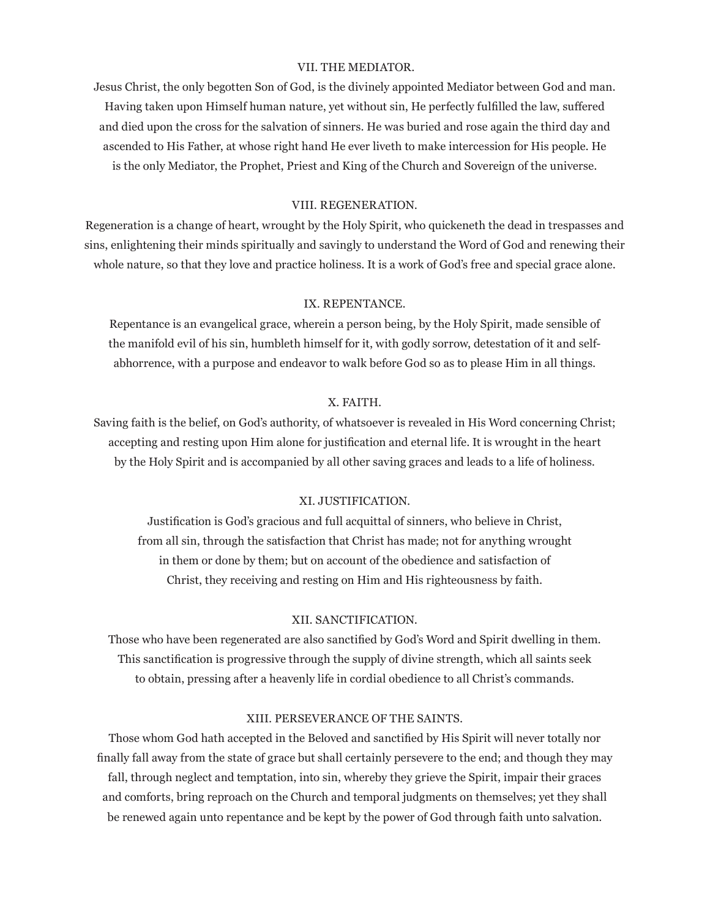## VII. THE MEDIATOR.

Jesus Christ, the only begotten Son of God, is the divinely appointed Mediator between God and man. Having taken upon Himself human nature, yet without sin, He perfectly fulfilled the law, suffered and died upon the cross for the salvation of sinners. He was buried and rose again the third day and ascended to His Father, at whose right hand He ever liveth to make intercession for His people. He is the only Mediator, the Prophet, Priest and King of the Church and Sovereign of the universe.

## VIII. REGENERATION.

Regeneration is a change of heart, wrought by the Holy Spirit, who quickeneth the dead in trespasses and sins, enlightening their minds spiritually and savingly to understand the Word of God and renewing their whole nature, so that they love and practice holiness. It is a work of God's free and special grace alone.

## IX. REPENTANCE.

Repentance is an evangelical grace, wherein a person being, by the Holy Spirit, made sensible of the manifold evil of his sin, humbleth himself for it, with godly sorrow, detestation of it and self-abhorrence, with a purpose and endeavor to walk before God so as to please Him in all things.

## X. FAITH.

Saving faith is the belief, on God's authority, of whatsoever is revealed in His Word concerning Christ; accepting and resting upon Him alone for justification and eternal life. It is wrought in the heart by the Holy Spirit and is accompanied by all other saving graces and leads to a life of holiness.

## XI. JUSTIFICATION.

Justification is God's gracious and full acquittal of sinners, who believe in Christ, from all sin, through the satisfaction that Christ has made; not for anything wrought in them or done by them; but on account of the obedience and satisfaction of Christ, they receiving and resting on Him and His righteousness by faith.

## XII. SANCTIFICATION.

Those who have been regenerated are also sanctified by God's Word and Spirit dwelling in them. This sanctification is progressive through the supply of divine strength, which all saints seek to obtain, pressing after a heavenly life in cordial obedience to all Christ's commands.

## XIII. PERSEVERANCE OF THE SAINTS.

Those whom God hath accepted in the Beloved and sanctified by His Spirit will never totally nor finally fall away from the state of grace but shall certainly persevere to the end; and though they may fall, through neglect and temptation, into sin, whereby they grieve the Spirit, impair their graces and comforts, bring reproach on the Church and temporal judgments on themselves; yet they shall be renewed again unto repentance and be kept by the power of God through faith unto salvation.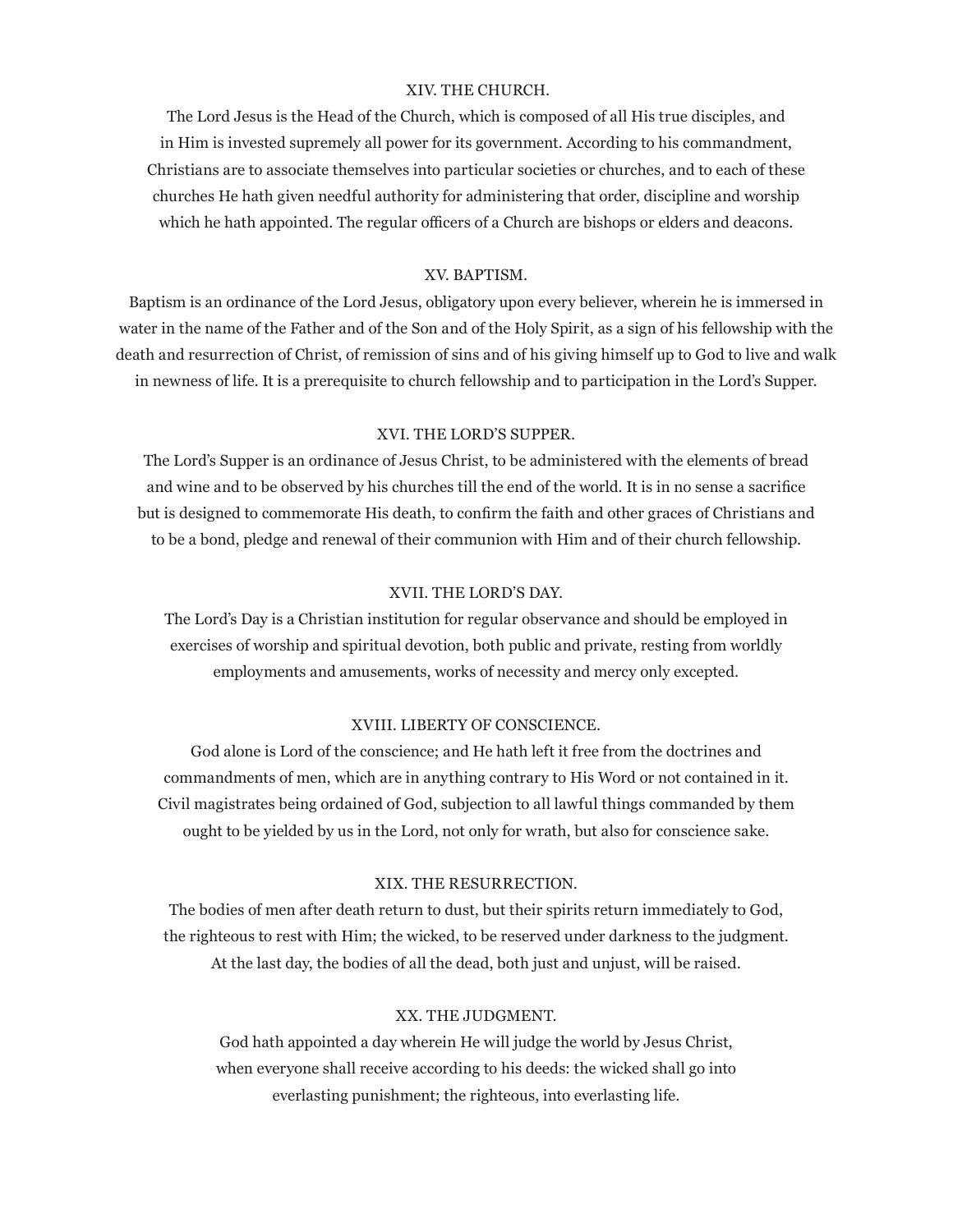## XIV. THE CHURCH.

The Lord Jesus is the Head of the Church, which is composed of all His true disciples, and in Him is invested supremely all power for its government. According to his commandment, Christians are to associate themselves into particular societies or churches, and to each of these churches He hath given needful authority for administering that order, discipline and worship which he hath appointed. The regular officers of a Church are bishops or elders and deacons.

## XV. BAPTISM.

Baptism is an ordinance of the Lord Jesus, obligatory upon every believer, wherein he is immersed in water in the name of the Father and of the Son and of the Holy Spirit, as a sign of his fellowship with the death and resurrection of Christ, of remission of sins and of his giving himself up to God to live and walk in newness of life. It is a prerequisite to church fellowship and to participation in the Lord's Supper.

## XVI. THE LORD'S SUPPER.

The Lord's Supper is an ordinance of Jesus Christ, to be administered with the elements of bread and wine and to be observed by his churches till the end of the world. It is in no sense a sacrifice but is designed to commemorate His death, to confirm the faith and other graces of Christians and to be a bond, pledge and renewal of their communion with Him and of their church fellowship.

## XVII. THE LORD'S DAY.

The Lord's Day is a Christian institution for regular observance and should be employed in exercises of worship and spiritual devotion, both public and private, resting from worldly employments and amusements, works of necessity and mercy only excepted.

## XVIII. LIBERTY OF CONSCIENCE.

God alone is Lord of the conscience; and He hath left it free from the doctrines and commandments of men, which are in anything contrary to His Word or not contained in it. Civil magistrates being ordained of God, subjection to all lawful things commanded by them ought to be yielded by us in the Lord, not only for wrath, but also for conscience sake.

## XIX. THE RESURRECTION.

The bodies of men after death return to dust, but their spirits return immediately to God, the righteous to rest with Him; the wicked, to be reserved under darkness to the judgment. At the last day, the bodies of all the dead, both just and unjust, will be raised.

## XX. THE JUDGMENT.

God hath appointed a day wherein He will judge the world by Jesus Christ, when everyone shall receive according to his deeds: the wicked shall go into everlasting punishment; the righteous, into everlasting life.